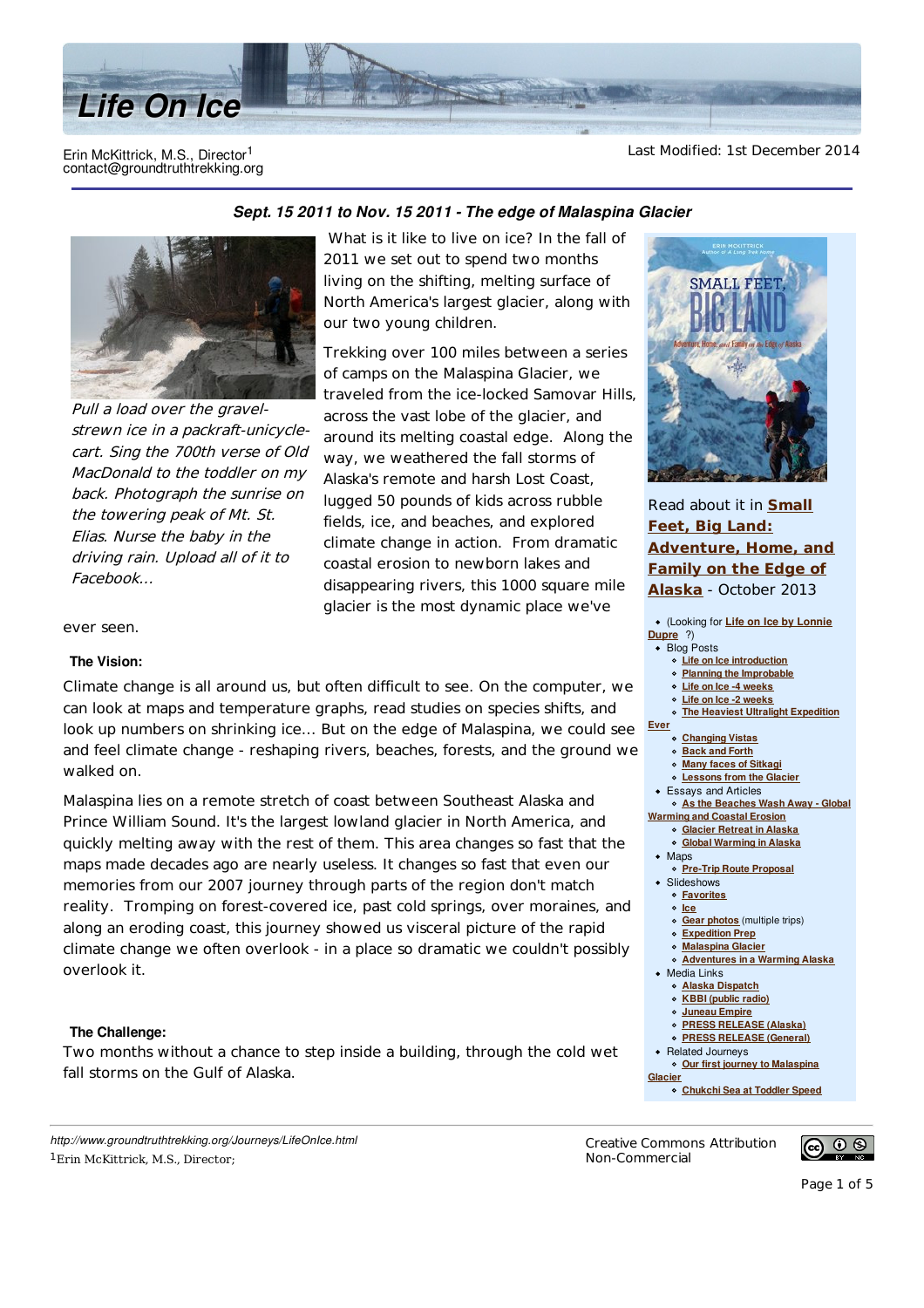# Life On Ice

Erin McKittrick, M.S., Director[1]
contact@groundtruthtrekking.org

Last Modified: 1st December 2014

### Sept. 15 2011 to Nov. 15 2011 - The edge of Malaspina Glacier

*Pull a load over the gravel-strewn ice in a packraft-unicycle-cart. Sing the 700th verse of Old MacDonald to the toddler on my back. Photograph the sunrise on the towering peak of Mt. St. Elias. Nurse the baby in the driving rain. Upload all of it to Facebook...*

What is it like to live on ice? In the fall of 2011 we set out to spend two months living on the shifting, melting surface of North America's largest glacier, along with our two young children.

Trekking over 100 miles between a series of camps on the Malaspina Glacier, we traveled from the ice-locked Samovar Hills, across the vast lobe of the glacier, and around its melting coastal edge. Along the way, we weathered the fall storms of Alaska's remote and harsh Lost Coast, lugged 50 pounds of kids across rubble fields, ice, and beaches, and explored climate change in action. From dramatic coastal erosion to newborn lakes and disappearing rivers, this 1000 square mile glacier is the most dynamic place we've ever seen.

#### The Vision:

Climate change is all around us, but often difficult to see. On the computer, we can look at maps and temperature graphs, read studies on species shifts, and look up numbers on shrinking ice... But on the edge of Malaspina, we could see and feel climate change - reshaping rivers, beaches, forests, and the ground we walked on.

Malaspina lies on a remote stretch of coast between Southeast Alaska and Prince William Sound. It's the largest lowland glacier in North America, and quickly melting away with the rest of them. This area changes so fast that the maps made decades ago are nearly useless. It changes so fast that even our memories from our 2007 journey through parts of the region don't match reality. Tromping on forest-covered ice, past cold springs, over moraines, and along an eroding coast, this journey showed us visceral picture of the rapid climate change we often overlook - in a place so dramatic we couldn't possibly overlook it.

#### The Challenge:

Two months without a chance to step inside a building, through the cold wet fall storms on the Gulf of Alaska.

---

SMALL FEET, BIG LAND — Adventure, Home, and Family on the Edge of Alaska — Erin McKittrick, Author of A Long Trek Home

Read about it in **Small Feet, Big Land: Adventure, Home, and Family on the Edge of Alaska** - October 2013

- (Looking for Life on Ice by Lonnie Dupre ?)
- Blog Posts
  - Life on Ice introduction
  - Planning the Improbable
  - Life on Ice -4 weeks
  - Life on Ice -2 weeks
  - The Heaviest Ultralight Expedition Ever
  - Changing Vistas
  - Back and Forth
  - Many faces of Sitkagi
  - Lessons from the Glacier
- Essays and Articles
  - As the Beaches Wash Away - Global Warming and Coastal Erosion
  - Glacier Retreat in Alaska
  - Global Warming in Alaska
- Maps
  - Pre-Trip Route Proposal
- Slideshows
  - Favorites
  - Ice
  - Gear photos (multiple trips)
  - Expedition Prep
  - Malaspina Glacier
  - Adventures in a Warming Alaska
- Media Links
  - Alaska Dispatch
  - KBBI (public radio)
  - Juneau Empire
  - PRESS RELEASE (Alaska)
  - PRESS RELEASE (General)
- Related Journeys
  - Our first journey to Malaspina Glacier
  - Chukchi Sea at Toddler Speed

---

http://www.groundtruthtrekking.org/Journeys/LifeOnIce.html

[1] Erin McKittrick, M.S., Director;

Creative Commons Attribution Non-Commercial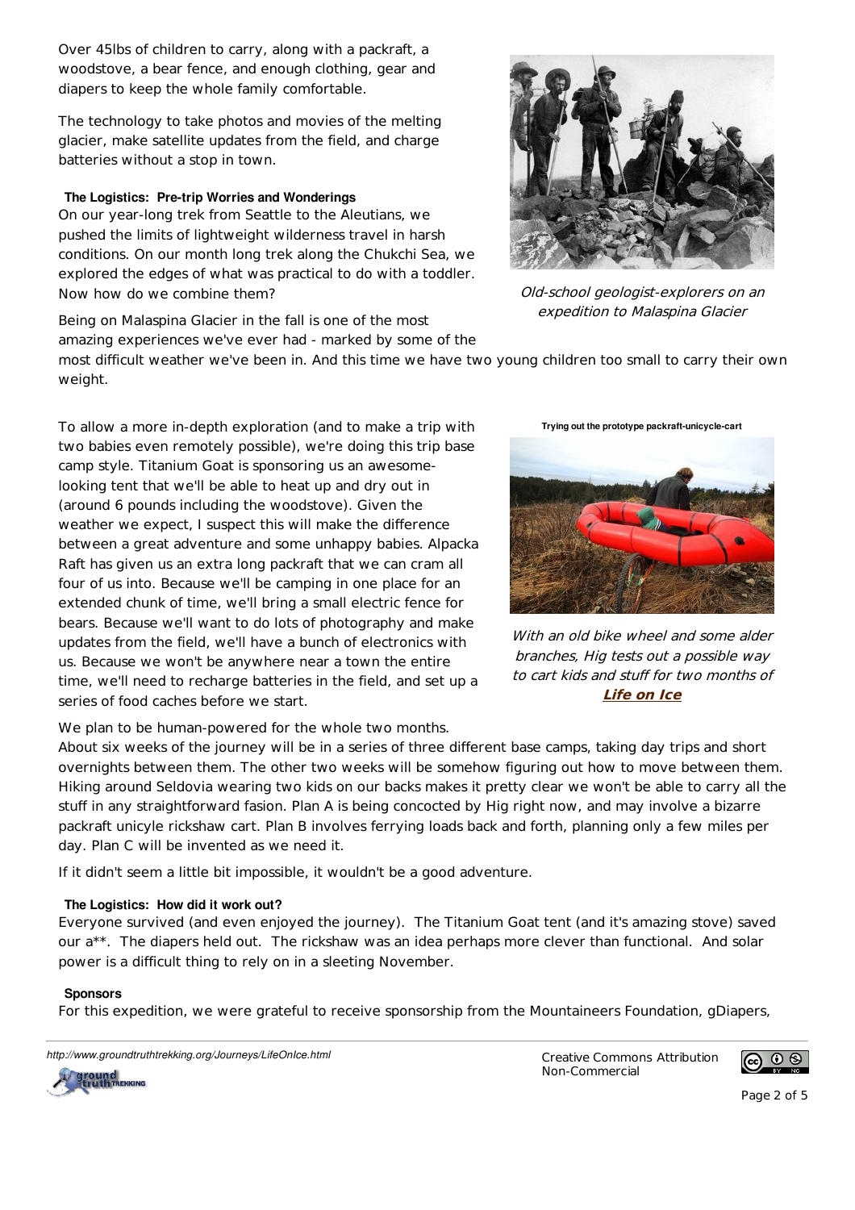Over 45lbs of children to carry, along with a packraft, a woodstove, a bear fence, and enough clothing, gear and diapers to keep the whole family comfortable.

The technology to take photos and movies of the melting glacier, make satellite updates from the field, and charge batteries without a stop in town.

### The Logistics: Pre-trip Worries and Wonderings

On our year-long trek from Seattle to the Aleutians, we pushed the limits of lightweight wilderness travel in harsh conditions. On our month long trek along the Chukchi Sea, we explored the edges of what was practical to do with a toddler. Now how do we combine them?

*Old-school geologist-explorers on an expedition to Malaspina Glacier*

Being on Malaspina Glacier in the fall is one of the most amazing experiences we've ever had - marked by some of the most difficult weather we've been in. And this time we have two young children too small to carry their own weight.

To allow a more in-depth exploration (and to make a trip with two babies even remotely possible), we're doing this trip base camp style. Titanium Goat is sponsoring us an awesome-looking tent that we'll be able to heat up and dry out in (around 6 pounds including the woodstove). Given the weather we expect, I suspect this will make the difference between a great adventure and some unhappy babies. Alpacka Raft has given us an extra long packraft that we can cram all four of us into. Because we'll be camping in one place for an extended chunk of time, we'll bring a small electric fence for bears. Because we'll want to do lots of photography and make updates from the field, we'll have a bunch of electronics with us. Because we won't be anywhere near a town the entire time, we'll need to recharge batteries in the field, and set up a series of food caches before we start.

**Trying out the prototype packraft-unicycle-cart**

*With an old bike wheel and some alder branches, Hig tests out a possible way to cart kids and stuff for two months of* ***Life on Ice***

We plan to be human-powered for the whole two months.

About six weeks of the journey will be in a series of three different base camps, taking day trips and short overnights between them. The other two weeks will be somehow figuring out how to move between them. Hiking around Seldovia wearing two kids on our backs makes it pretty clear we won't be able to carry all the stuff in any straightforward fasion. Plan A is being concocted by Hig right now, and may involve a bizarre packraft unicyle rickshaw cart. Plan B involves ferrying loads back and forth, planning only a few miles per day. Plan C will be invented as we need it.

If it didn't seem a little bit impossible, it wouldn't be a good adventure.

### The Logistics: How did it work out?

Everyone survived (and even enjoyed the journey). The Titanium Goat tent (and it's amazing stove) saved our a**. The diapers held out. The rickshaw was an idea perhaps more clever than functional. And solar power is a difficult thing to rely on in a sleeting November.

### Sponsors

For this expedition, we were grateful to receive sponsorship from the Mountaineers Foundation, gDiapers,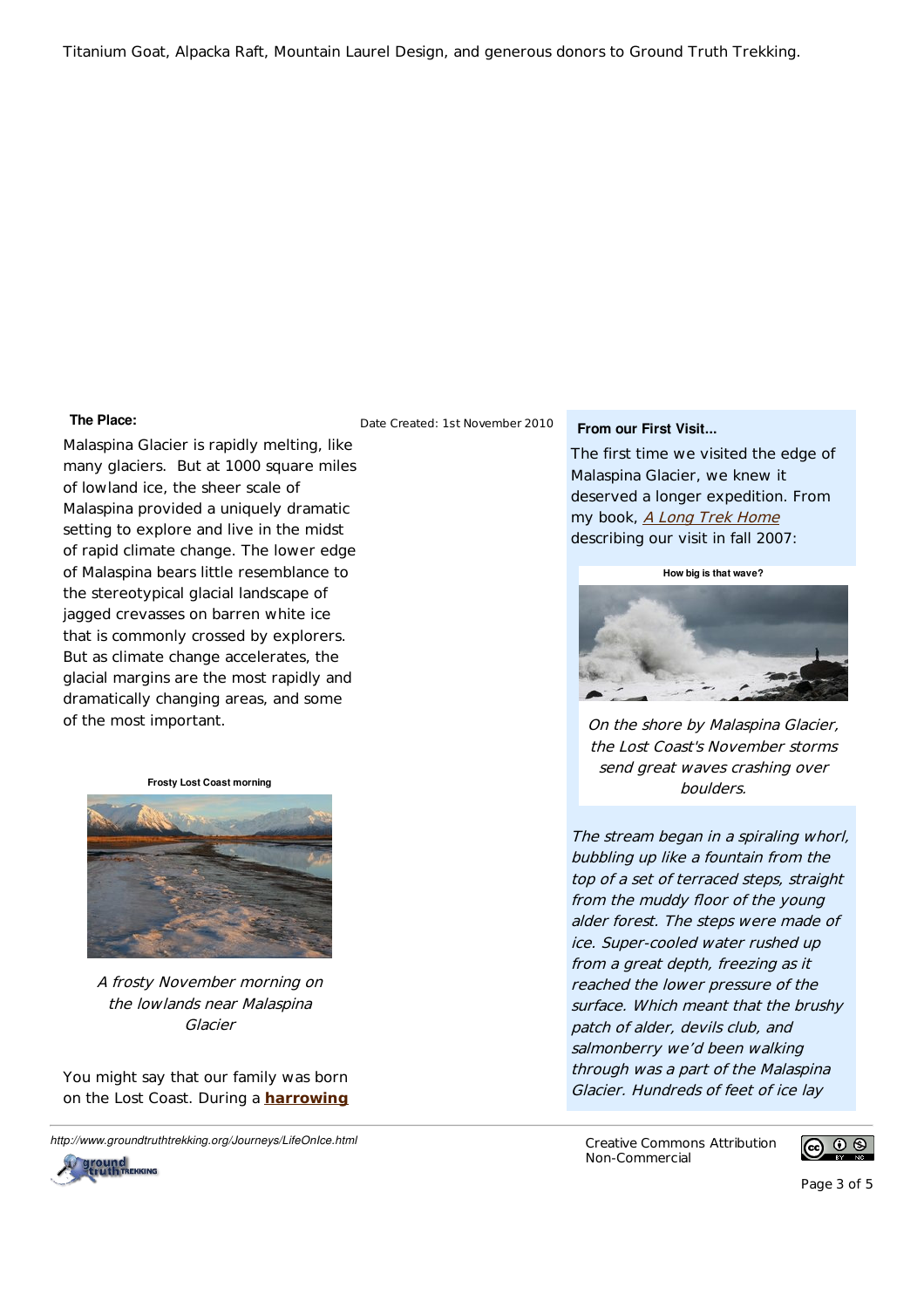Titanium Goat, Alpacka Raft, Mountain Laurel Design, and generous donors to Ground Truth Trekking.

**The Place:**

Date Created: 1st November 2010

Malaspina Glacier is rapidly melting, like many glaciers. But at 1000 square miles of lowland ice, the sheer scale of Malaspina provided a uniquely dramatic setting to explore and live in the midst of rapid climate change. The lower edge of Malaspina bears little resemblance to the stereotypical glacial landscape of jagged crevasses on barren white ice that is commonly crossed by explorers. But as climate change accelerates, the glacial margins are the most rapidly and dramatically changing areas, and some of the most important.

**Frosty Lost Coast morning**

*A frosty November morning on the lowlands near Malaspina Glacier*

You might say that our family was born on the Lost Coast. During a **harrowing**

**From our First Visit...**

The first time we visited the edge of Malaspina Glacier, we knew it deserved a longer expedition. From my book, *A Long Trek Home* describing our visit in fall 2007:

**How big is that wave?**

*On the shore by Malaspina Glacier, the Lost Coast's November storms send great waves crashing over boulders.*

*The stream began in a spiraling whorl, bubbling up like a fountain from the top of a set of terraced steps, straight from the muddy floor of the young alder forest. The steps were made of ice. Super-cooled water rushed up from a great depth, freezing as it reached the lower pressure of the surface. Which meant that the brushy patch of alder, devils club, and salmonberry we'd been walking through was a part of the Malaspina Glacier. Hundreds of feet of ice lay*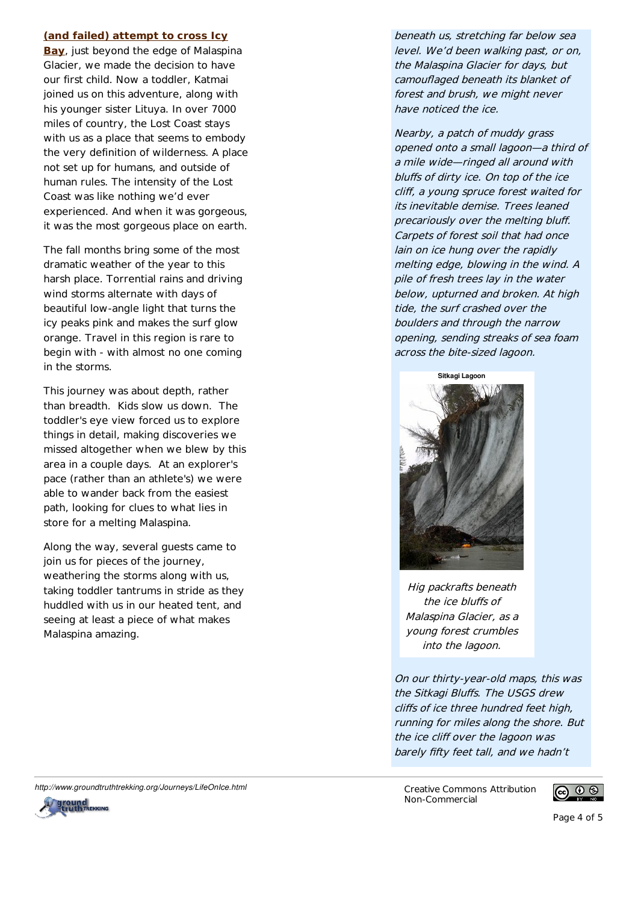**(and failed) attempt to cross Icy Bay**, just beyond the edge of Malaspina Glacier, we made the decision to have our first child. Now a toddler, Katmai joined us on this adventure, along with his younger sister Lituya. In over 7000 miles of country, the Lost Coast stays with us as a place that seems to embody the very definition of wilderness. A place not set up for humans, and outside of human rules. The intensity of the Lost Coast was like nothing we'd ever experienced. And when it was gorgeous, it was the most gorgeous place on earth.

The fall months bring some of the most dramatic weather of the year to this harsh place. Torrential rains and driving wind storms alternate with days of beautiful low-angle light that turns the icy peaks pink and makes the surf glow orange. Travel in this region is rare to begin with - with almost no one coming in the storms.

This journey was about depth, rather than breadth. Kids slow us down. The toddler's eye view forced us to explore things in detail, making discoveries we missed altogether when we blew by this area in a couple days. At an explorer's pace (rather than an athlete's) we were able to wander back from the easiest path, looking for clues to what lies in store for a melting Malaspina.

Along the way, several guests came to join us for pieces of the journey, weathering the storms along with us, taking toddler tantrums in stride as they huddled with us in our heated tent, and seeing at least a piece of what makes Malaspina amazing.

*beneath us, stretching far below sea level. We'd been walking past, or on, the Malaspina Glacier for days, but camouflaged beneath its blanket of forest and brush, we might never have noticed the ice.*

*Nearby, a patch of muddy grass opened onto a small lagoon—a third of a mile wide—ringed all around with bluffs of dirty ice. On top of the ice cliff, a young spruce forest waited for its inevitable demise. Trees leaned precariously over the melting bluff. Carpets of forest soil that had once lain on ice hung over the rapidly melting edge, blowing in the wind. A pile of fresh trees lay in the water below, upturned and broken. At high tide, the surf crashed over the boulders and through the narrow opening, sending streaks of sea foam across the bite-sized lagoon.*

**Sitkagi Lagoon**

*Hig packrafts beneath the ice bluffs of Malaspina Glacier, as a young forest crumbles into the lagoon.*

*On our thirty-year-old maps, this was the Sitkagi Bluffs. The USGS drew cliffs of ice three hundred feet high, running for miles along the shore. But the ice cliff over the lagoon was barely fifty feet tall, and we hadn't*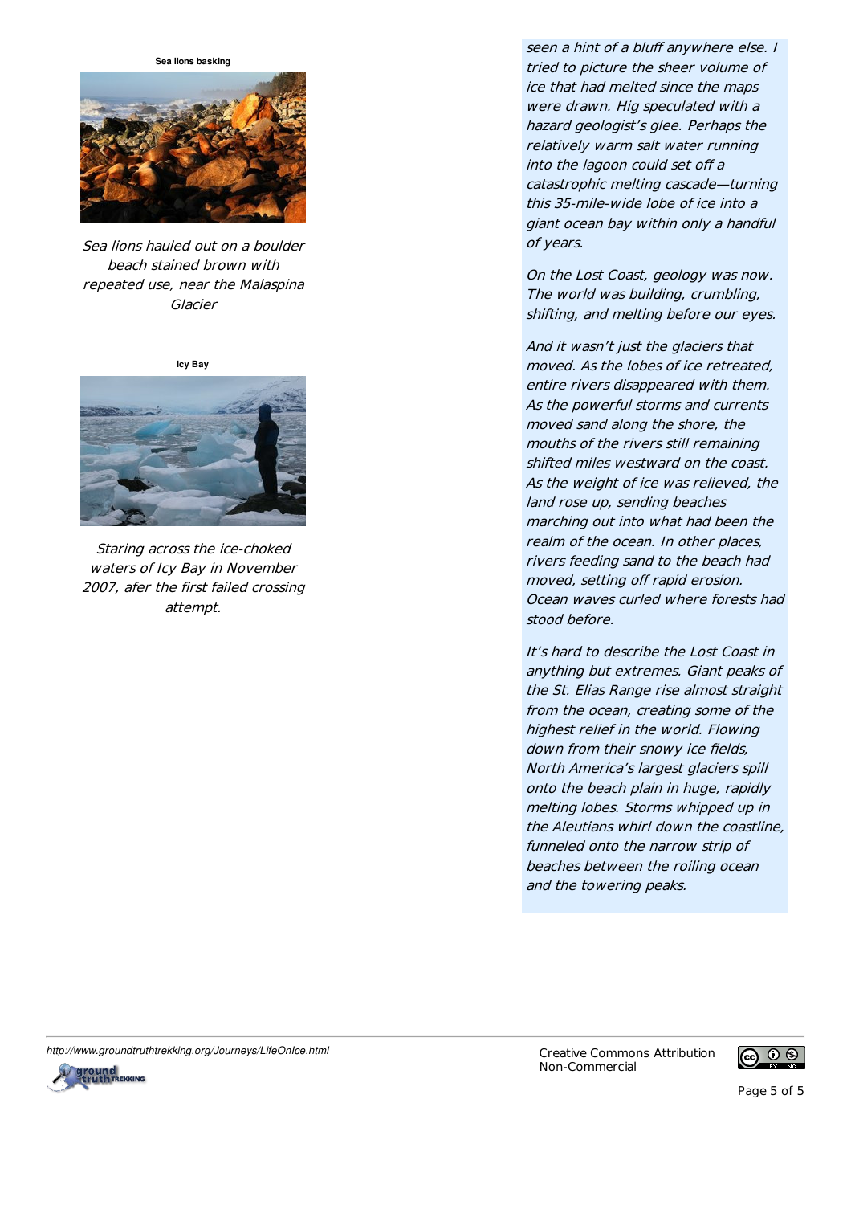**Sea lions basking**

*Sea lions hauled out on a boulder beach stained brown with repeated use, near the Malaspina Glacier*

**Icy Bay**

*Staring across the ice-choked waters of Icy Bay in November 2007, afer the first failed crossing attempt.*

*seen a hint of a bluff anywhere else. I tried to picture the sheer volume of ice that had melted since the maps were drawn. Hig speculated with a hazard geologist's glee. Perhaps the relatively warm salt water running into the lagoon could set off a catastrophic melting cascade—turning this 35-mile-wide lobe of ice into a giant ocean bay within only a handful of years.*

*On the Lost Coast, geology was now. The world was building, crumbling, shifting, and melting before our eyes.*

*And it wasn't just the glaciers that moved. As the lobes of ice retreated, entire rivers disappeared with them. As the powerful storms and currents moved sand along the shore, the mouths of the rivers still remaining shifted miles westward on the coast. As the weight of ice was relieved, the land rose up, sending beaches marching out into what had been the realm of the ocean. In other places, rivers feeding sand to the beach had moved, setting off rapid erosion. Ocean waves curled where forests had stood before.*

*It's hard to describe the Lost Coast in anything but extremes. Giant peaks of the St. Elias Range rise almost straight from the ocean, creating some of the highest relief in the world. Flowing down from their snowy ice fields, North America's largest glaciers spill onto the beach plain in huge, rapidly melting lobes. Storms whipped up in the Aleutians whirl down the coastline, funneled onto the narrow strip of beaches between the roiling ocean and the towering peaks.*